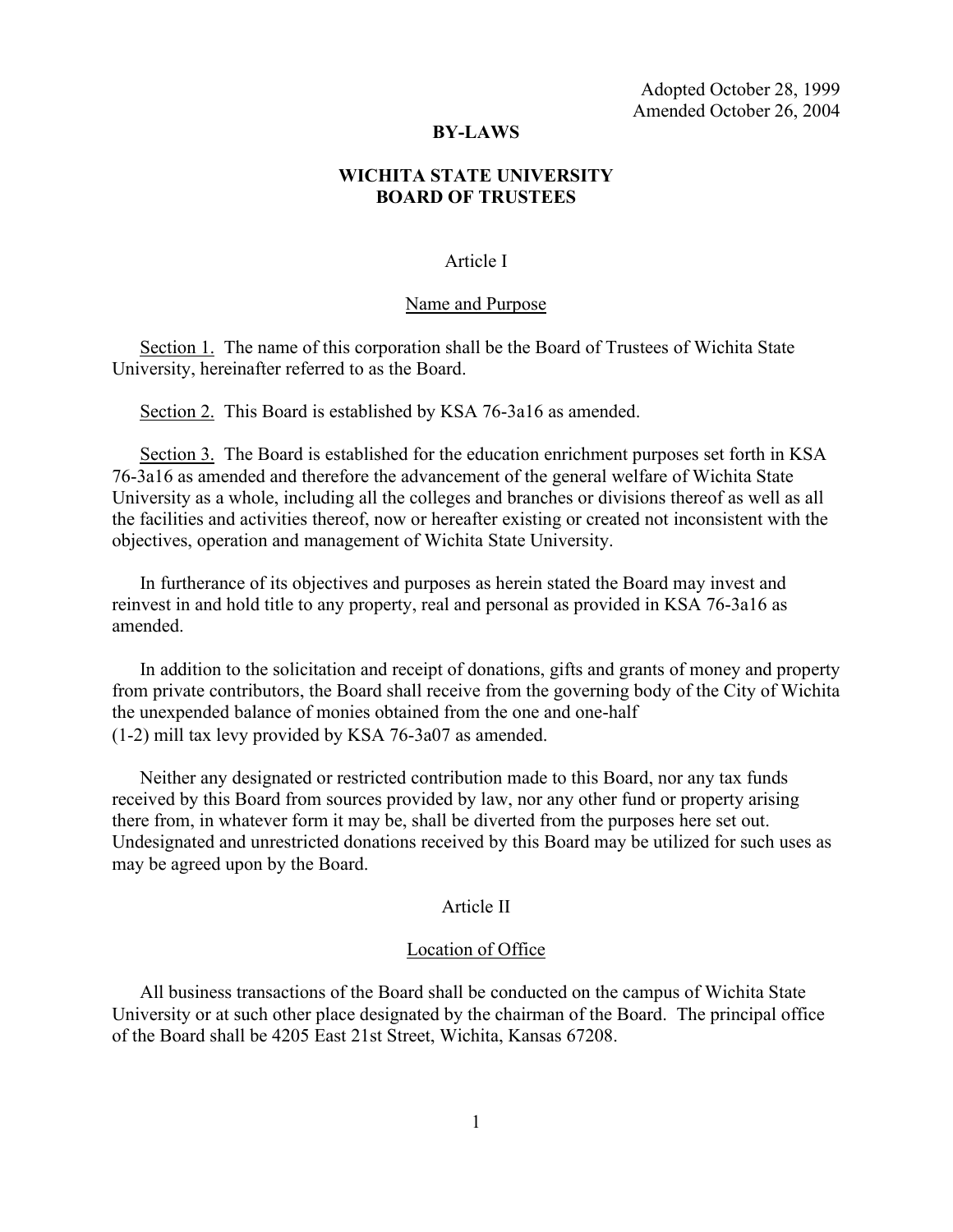Adopted October 28, 1999
Amended October 26, 2004

# BY-LAWS

## WICHITA STATE UNIVERSITY BOARD OF TRUSTEES

### Article I

### Name and Purpose

Section 1. The name of this corporation shall be the Board of Trustees of Wichita State University, hereinafter referred to as the Board.

Section 2. This Board is established by KSA 76-3a16 as amended.

Section 3. The Board is established for the education enrichment purposes set forth in KSA 76-3a16 as amended and therefore the advancement of the general welfare of Wichita State University as a whole, including all the colleges and branches or divisions thereof as well as all the facilities and activities thereof, now or hereafter existing or created not inconsistent with the objectives, operation and management of Wichita State University.

In furtherance of its objectives and purposes as herein stated the Board may invest and reinvest in and hold title to any property, real and personal as provided in KSA 76-3a16 as amended.

In addition to the solicitation and receipt of donations, gifts and grants of money and property from private contributors, the Board shall receive from the governing body of the City of Wichita the unexpended balance of monies obtained from the one and one-half (1-2) mill tax levy provided by KSA 76-3a07 as amended.

Neither any designated or restricted contribution made to this Board, nor any tax funds received by this Board from sources provided by law, nor any other fund or property arising there from, in whatever form it may be, shall be diverted from the purposes here set out. Undesignated and unrestricted donations received by this Board may be utilized for such uses as may be agreed upon by the Board.

### Article II

### Location of Office

All business transactions of the Board shall be conducted on the campus of Wichita State University or at such other place designated by the chairman of the Board. The principal office of the Board shall be 4205 East 21st Street, Wichita, Kansas 67208.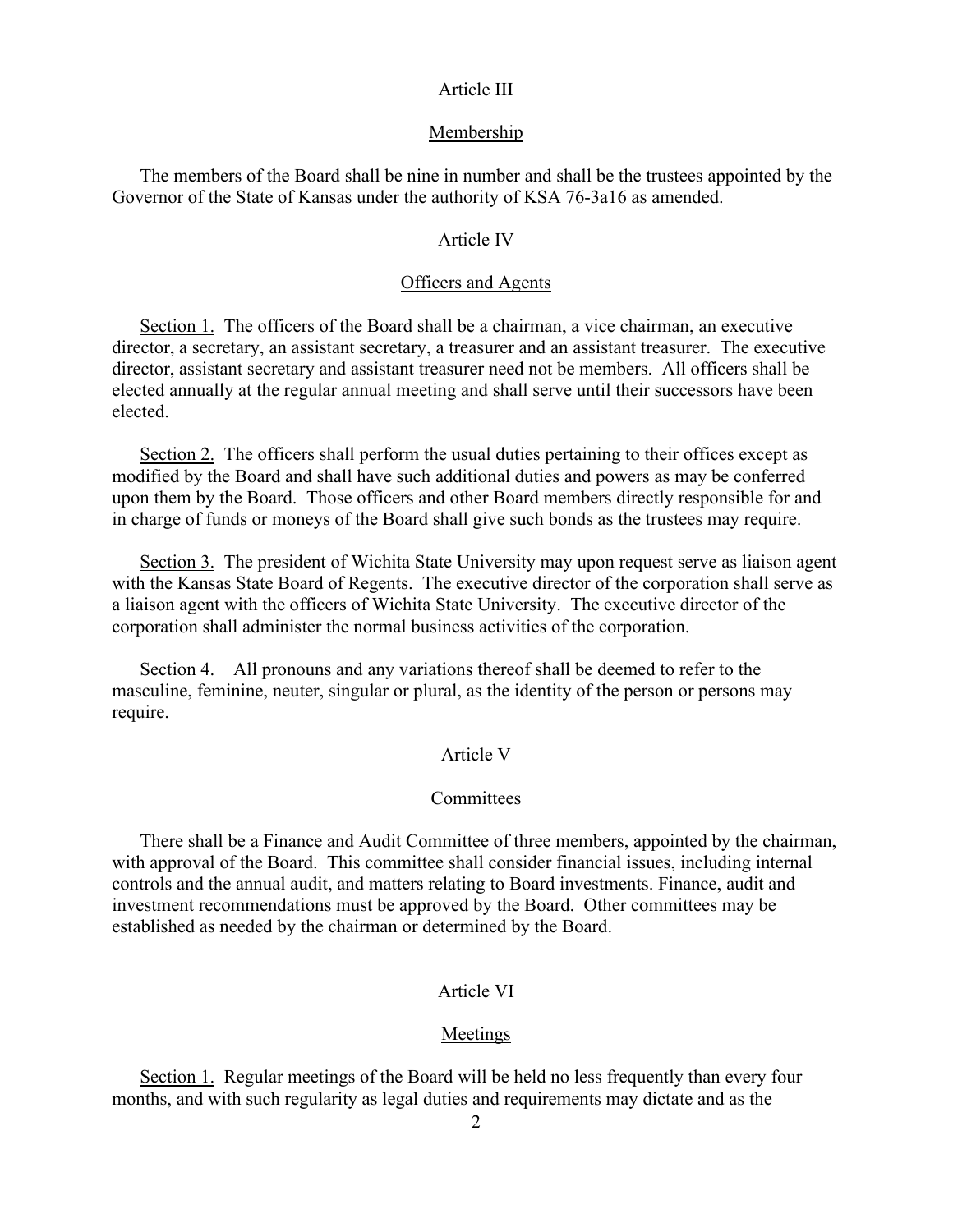## Article III

### Membership

The members of the Board shall be nine in number and shall be the trustees appointed by the Governor of the State of Kansas under the authority of KSA 76-3a16 as amended.

## Article IV

### Officers and Agents

Section 1. The officers of the Board shall be a chairman, a vice chairman, an executive director, a secretary, an assistant secretary, a treasurer and an assistant treasurer. The executive director, assistant secretary and assistant treasurer need not be members. All officers shall be elected annually at the regular annual meeting and shall serve until their successors have been elected.

Section 2. The officers shall perform the usual duties pertaining to their offices except as modified by the Board and shall have such additional duties and powers as may be conferred upon them by the Board. Those officers and other Board members directly responsible for and in charge of funds or moneys of the Board shall give such bonds as the trustees may require.

Section 3. The president of Wichita State University may upon request serve as liaison agent with the Kansas State Board of Regents. The executive director of the corporation shall serve as a liaison agent with the officers of Wichita State University. The executive director of the corporation shall administer the normal business activities of the corporation.

Section 4. All pronouns and any variations thereof shall be deemed to refer to the masculine, feminine, neuter, singular or plural, as the identity of the person or persons may require.

## Article V

### Committees

There shall be a Finance and Audit Committee of three members, appointed by the chairman, with approval of the Board. This committee shall consider financial issues, including internal controls and the annual audit, and matters relating to Board investments. Finance, audit and investment recommendations must be approved by the Board. Other committees may be established as needed by the chairman or determined by the Board.

## Article VI

### Meetings

Section 1. Regular meetings of the Board will be held no less frequently than every four months, and with such regularity as legal duties and requirements may dictate and as the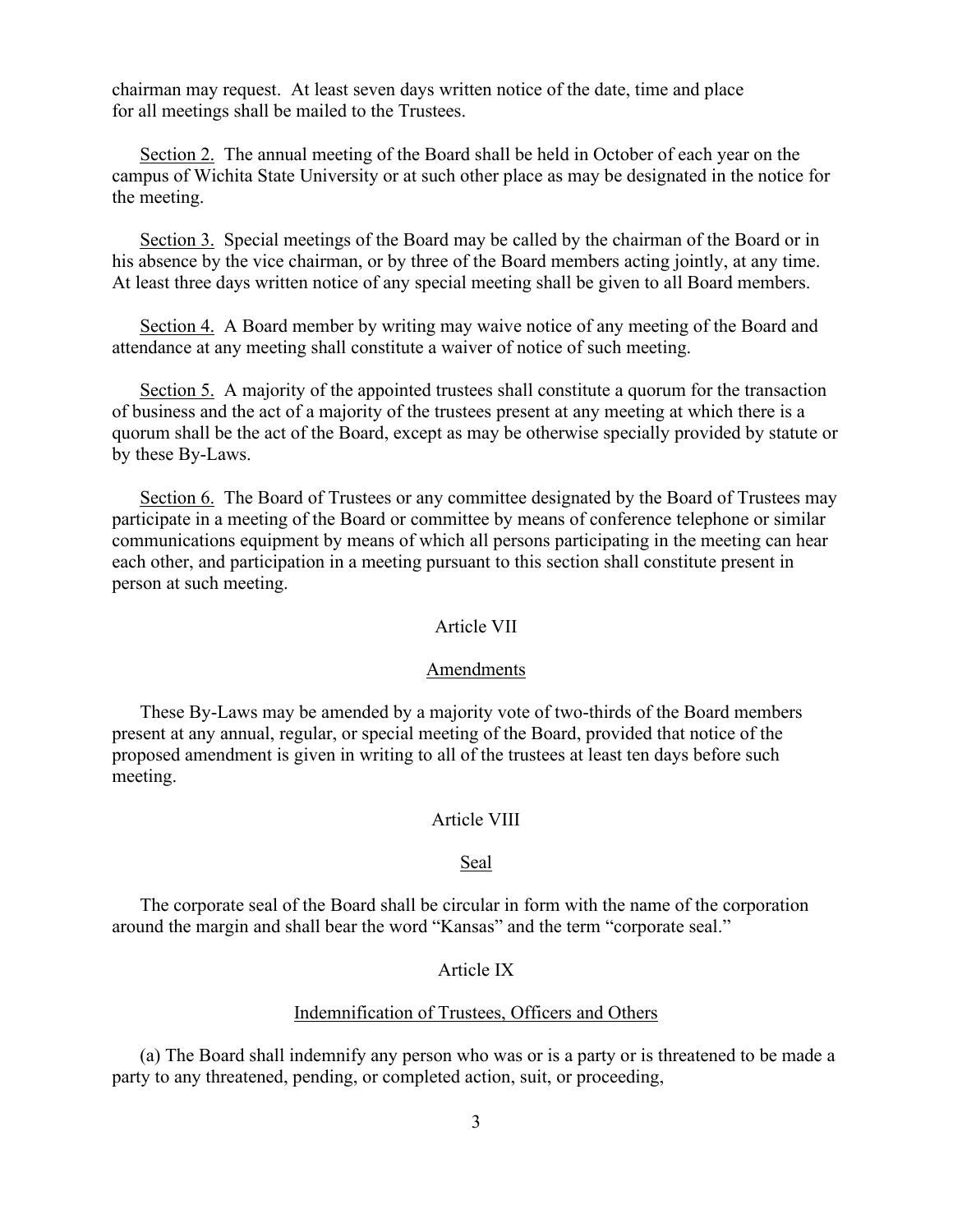chairman may request. At least seven days written notice of the date, time and place for all meetings shall be mailed to the Trustees.

Section 2. The annual meeting of the Board shall be held in October of each year on the campus of Wichita State University or at such other place as may be designated in the notice for the meeting.

Section 3. Special meetings of the Board may be called by the chairman of the Board or in his absence by the vice chairman, or by three of the Board members acting jointly, at any time. At least three days written notice of any special meeting shall be given to all Board members.

Section 4. A Board member by writing may waive notice of any meeting of the Board and attendance at any meeting shall constitute a waiver of notice of such meeting.

Section 5. A majority of the appointed trustees shall constitute a quorum for the transaction of business and the act of a majority of the trustees present at any meeting at which there is a quorum shall be the act of the Board, except as may be otherwise specially provided by statute or by these By-Laws.

Section 6. The Board of Trustees or any committee designated by the Board of Trustees may participate in a meeting of the Board or committee by means of conference telephone or similar communications equipment by means of which all persons participating in the meeting can hear each other, and participation in a meeting pursuant to this section shall constitute present in person at such meeting.

## Article VII

### Amendments

These By-Laws may be amended by a majority vote of two-thirds of the Board members present at any annual, regular, or special meeting of the Board, provided that notice of the proposed amendment is given in writing to all of the trustees at least ten days before such meeting.

## Article VIII

### Seal

The corporate seal of the Board shall be circular in form with the name of the corporation around the margin and shall bear the word "Kansas" and the term "corporate seal."

## Article IX

### Indemnification of Trustees, Officers and Others

(a) The Board shall indemnify any person who was or is a party or is threatened to be made a party to any threatened, pending, or completed action, suit, or proceeding,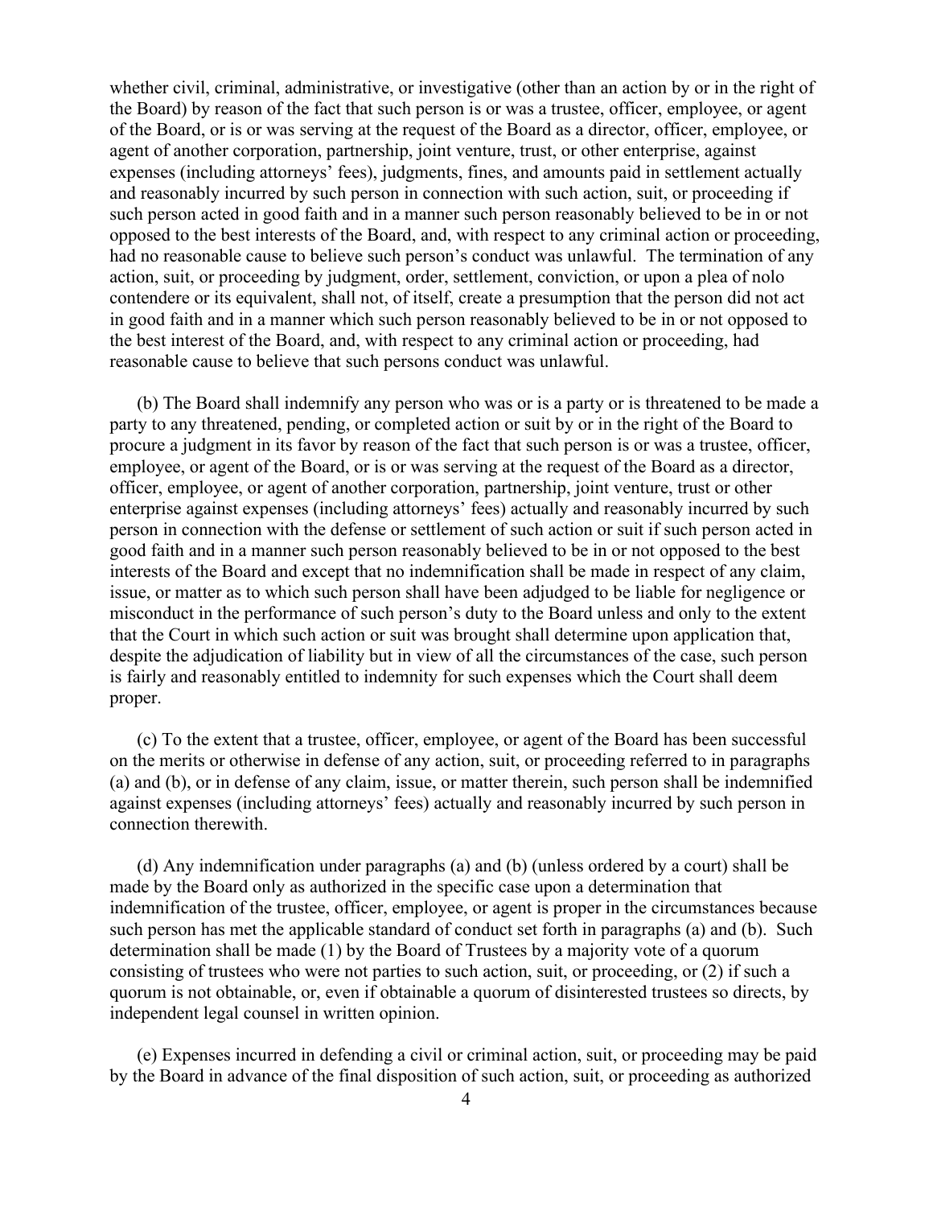whether civil, criminal, administrative, or investigative (other than an action by or in the right of the Board) by reason of the fact that such person is or was a trustee, officer, employee, or agent of the Board, or is or was serving at the request of the Board as a director, officer, employee, or agent of another corporation, partnership, joint venture, trust, or other enterprise, against expenses (including attorneys' fees), judgments, fines, and amounts paid in settlement actually and reasonably incurred by such person in connection with such action, suit, or proceeding if such person acted in good faith and in a manner such person reasonably believed to be in or not opposed to the best interests of the Board, and, with respect to any criminal action or proceeding, had no reasonable cause to believe such person's conduct was unlawful. The termination of any action, suit, or proceeding by judgment, order, settlement, conviction, or upon a plea of nolo contendere or its equivalent, shall not, of itself, create a presumption that the person did not act in good faith and in a manner which such person reasonably believed to be in or not opposed to the best interest of the Board, and, with respect to any criminal action or proceeding, had reasonable cause to believe that such persons conduct was unlawful.

(b) The Board shall indemnify any person who was or is a party or is threatened to be made a party to any threatened, pending, or completed action or suit by or in the right of the Board to procure a judgment in its favor by reason of the fact that such person is or was a trustee, officer, employee, or agent of the Board, or is or was serving at the request of the Board as a director, officer, employee, or agent of another corporation, partnership, joint venture, trust or other enterprise against expenses (including attorneys' fees) actually and reasonably incurred by such person in connection with the defense or settlement of such action or suit if such person acted in good faith and in a manner such person reasonably believed to be in or not opposed to the best interests of the Board and except that no indemnification shall be made in respect of any claim, issue, or matter as to which such person shall have been adjudged to be liable for negligence or misconduct in the performance of such person's duty to the Board unless and only to the extent that the Court in which such action or suit was brought shall determine upon application that, despite the adjudication of liability but in view of all the circumstances of the case, such person is fairly and reasonably entitled to indemnity for such expenses which the Court shall deem proper.

(c) To the extent that a trustee, officer, employee, or agent of the Board has been successful on the merits or otherwise in defense of any action, suit, or proceeding referred to in paragraphs (a) and (b), or in defense of any claim, issue, or matter therein, such person shall be indemnified against expenses (including attorneys' fees) actually and reasonably incurred by such person in connection therewith.

(d) Any indemnification under paragraphs (a) and (b) (unless ordered by a court) shall be made by the Board only as authorized in the specific case upon a determination that indemnification of the trustee, officer, employee, or agent is proper in the circumstances because such person has met the applicable standard of conduct set forth in paragraphs (a) and (b). Such determination shall be made (1) by the Board of Trustees by a majority vote of a quorum consisting of trustees who were not parties to such action, suit, or proceeding, or (2) if such a quorum is not obtainable, or, even if obtainable a quorum of disinterested trustees so directs, by independent legal counsel in written opinion.

(e) Expenses incurred in defending a civil or criminal action, suit, or proceeding may be paid by the Board in advance of the final disposition of such action, suit, or proceeding as authorized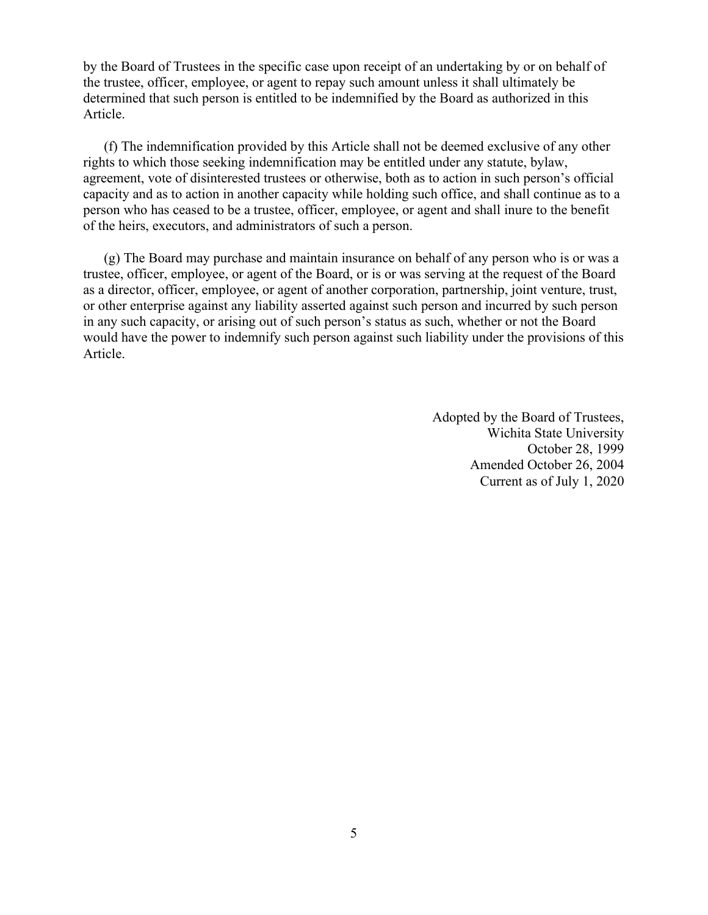by the Board of Trustees in the specific case upon receipt of an undertaking by or on behalf of the trustee, officer, employee, or agent to repay such amount unless it shall ultimately be determined that such person is entitled to be indemnified by the Board as authorized in this Article.

(f) The indemnification provided by this Article shall not be deemed exclusive of any other rights to which those seeking indemnification may be entitled under any statute, bylaw, agreement, vote of disinterested trustees or otherwise, both as to action in such person's official capacity and as to action in another capacity while holding such office, and shall continue as to a person who has ceased to be a trustee, officer, employee, or agent and shall inure to the benefit of the heirs, executors, and administrators of such a person.

(g) The Board may purchase and maintain insurance on behalf of any person who is or was a trustee, officer, employee, or agent of the Board, or is or was serving at the request of the Board as a director, officer, employee, or agent of another corporation, partnership, joint venture, trust, or other enterprise against any liability asserted against such person and incurred by such person in any such capacity, or arising out of such person's status as such, whether or not the Board would have the power to indemnify such person against such liability under the provisions of this Article.

Adopted by the Board of Trustees,
Wichita State University
October 28, 1999
Amended October 26, 2004
Current as of July 1, 2020